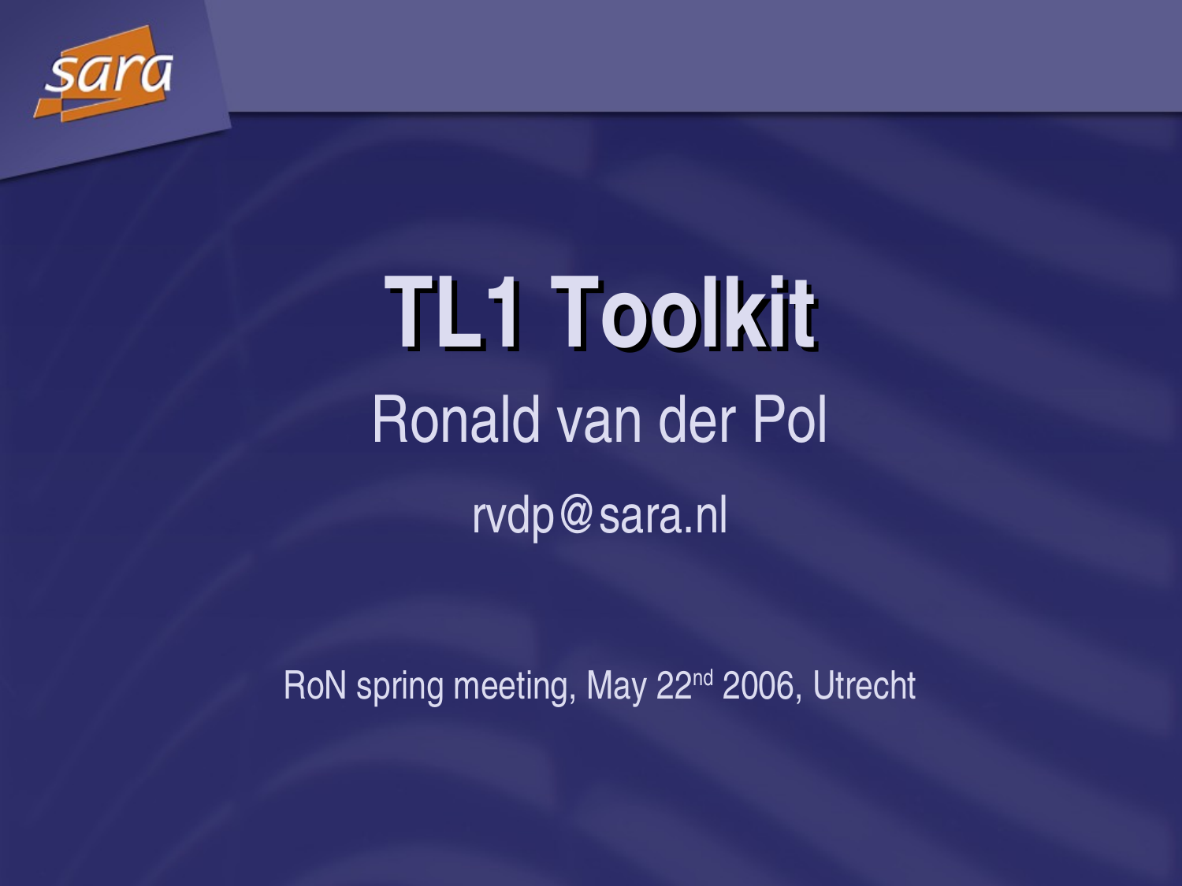# TL1 Toolkit

Ronald van der Pol

rvdp@sara.nl

RoN spring meeting, May 22nd 2006, Utrecht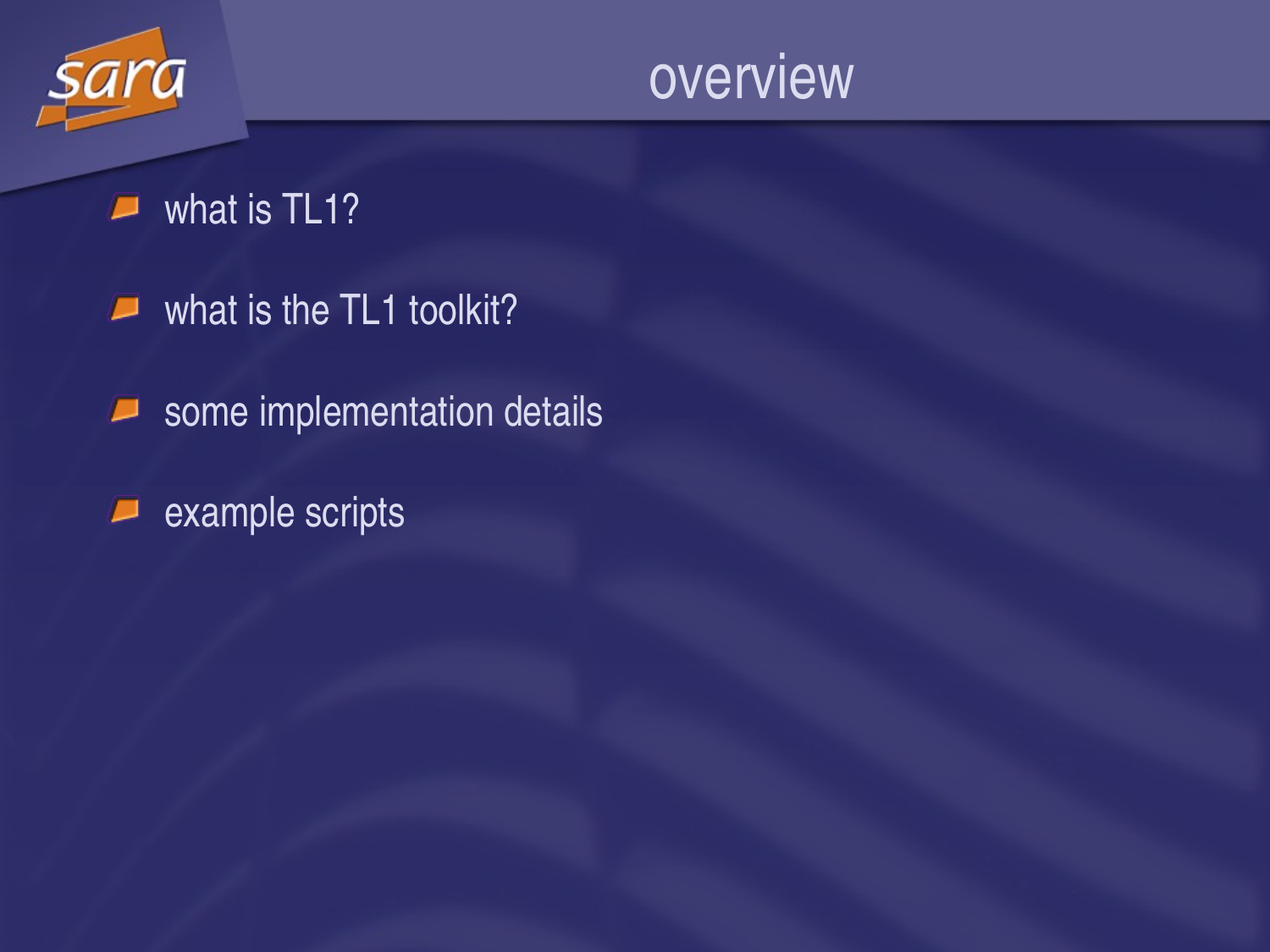# overview

- what is TL1?
- what is the TL1 toolkit?
- some implementation details
- example scripts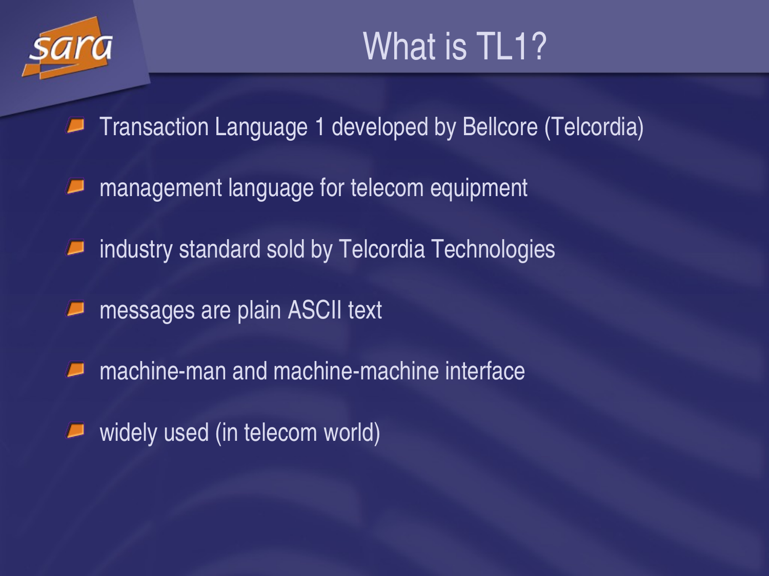# What is TL1?

- Transaction Language 1 developed by Bellcore (Telcordia)
- management language for telecom equipment
- industry standard sold by Telcordia Technologies
- messages are plain ASCII text
- machine-man and machine-machine interface
- widely used (in telecom world)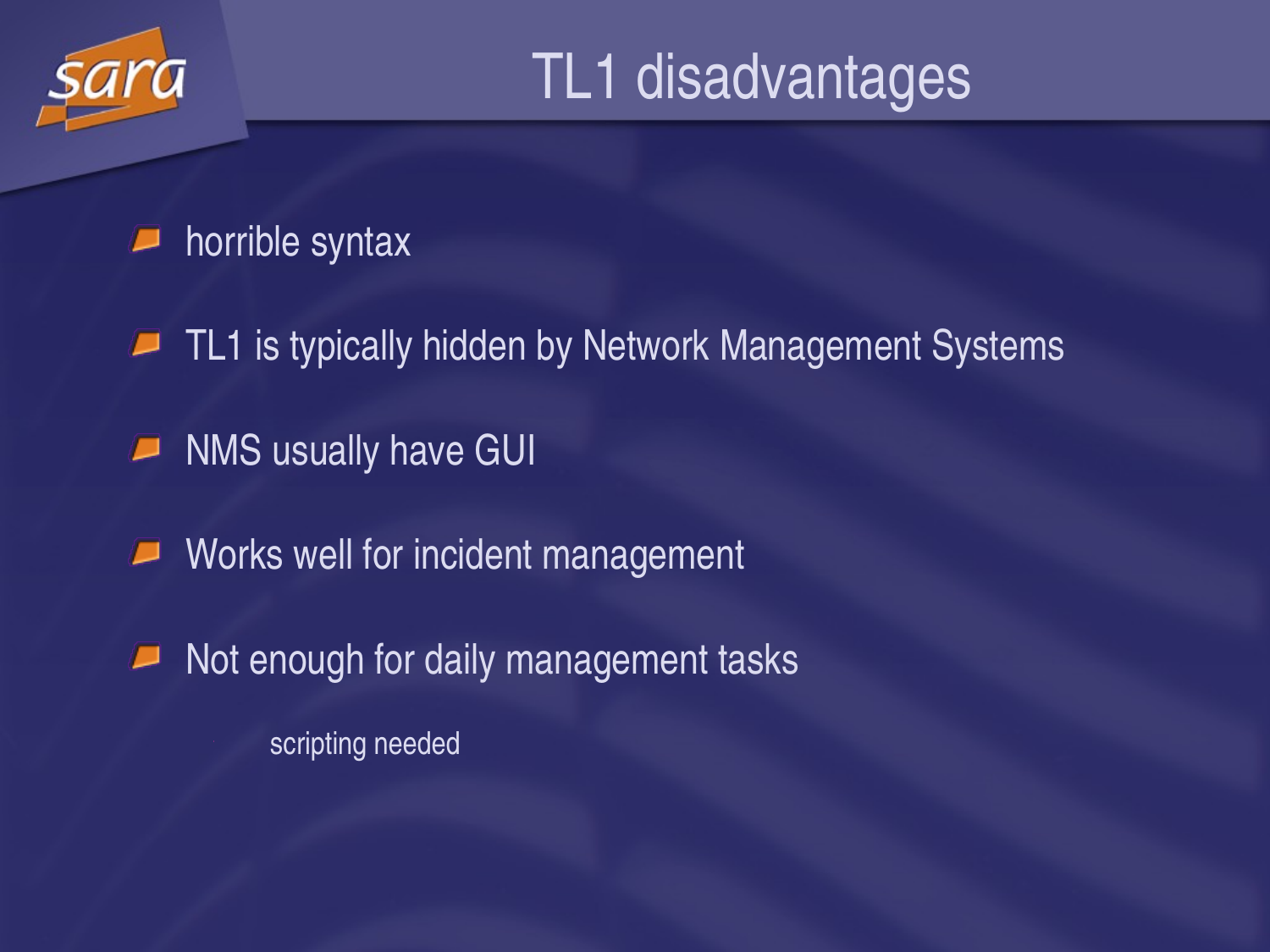# TL1 disadvantages

- horrible syntax
- TL1 is typically hidden by Network Management Systems
- NMS usually have GUI
- Works well for incident management
- Not enough for daily management tasks
  - scripting needed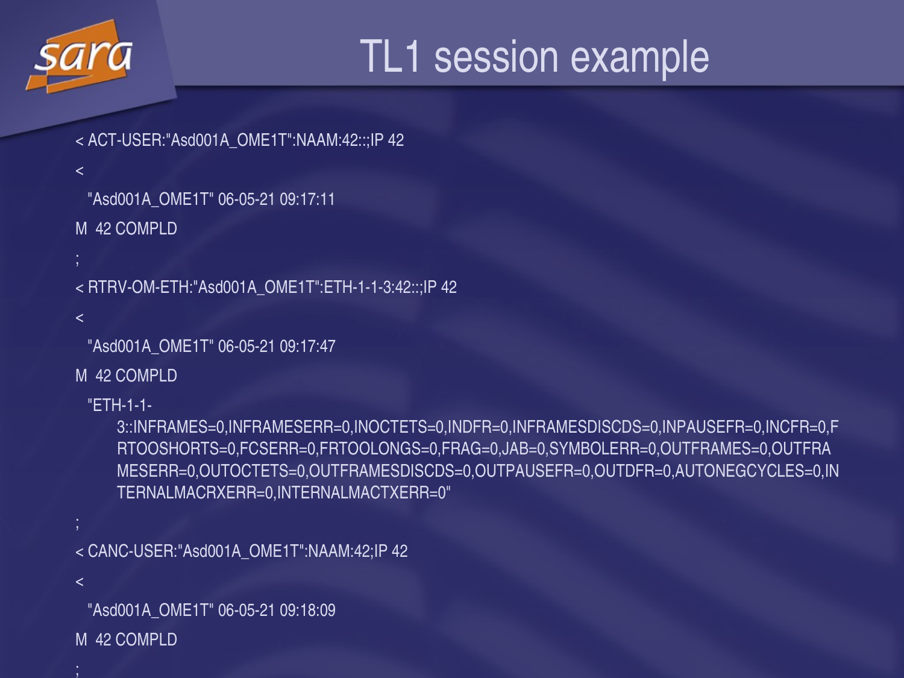# TL1 session example

```
< ACT-USER:"Asd001A_OME1T":NAAM:42::;IP 42
<
  "Asd001A_OME1T" 06-05-21 09:17:11
M  42 COMPLD
;
< RTRV-OM-ETH:"Asd001A_OME1T":ETH-1-1-3:42::;IP 42
<
  "Asd001A_OME1T" 06-05-21 09:17:47
M  42 COMPLD
  "ETH-1-1-
     3::INFRAMES=0,INFRAMESERR=0,INOCTETS=0,INDFR=0,INFRAMESDISCDS=0,INPAUSEFR=0,INCFR=0,F
     RTOOSHORTS=0,FCSERR=0,FRTOOLONGS=0,FRAG=0,JAB=0,SYMBOLERR=0,OUTFRAMES=0,OUTFRA
     MESERR=0,OUTOCTETS=0,OUTFRAMESDISCDS=0,OUTPAUSEFR=0,OUTDFR=0,AUTONEGCYCLES=0,IN
     TERNALMACRXERR=0,INTERNALMACTXERR=0"
;
< CANC-USER:"Asd001A_OME1T":NAAM:42;IP 42
<
  "Asd001A_OME1T" 06-05-21 09:18:09
M  42 COMPLD
;
```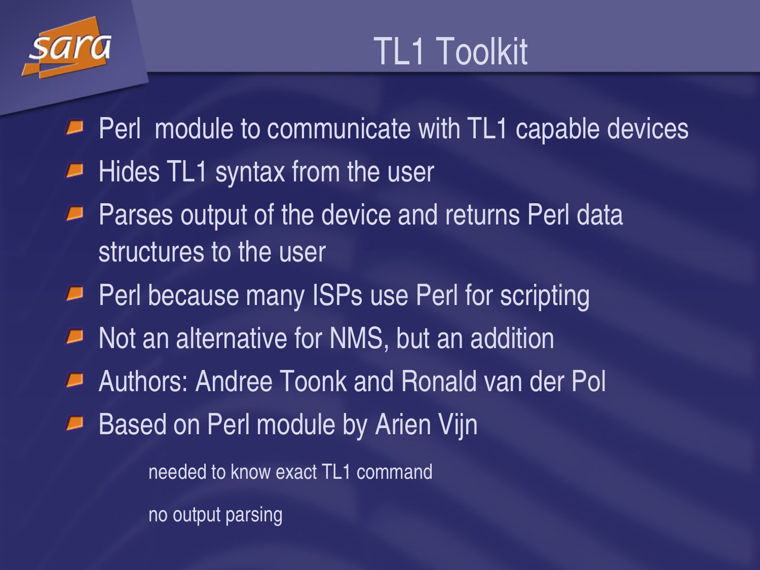# TL1 Toolkit

- Perl module to communicate with TL1 capable devices
- Hides TL1 syntax from the user
- Parses output of the device and returns Perl data structures to the user
- Perl because many ISPs use Perl for scripting
- Not an alternative for NMS, but an addition
- Authors: Andree Toonk and Ronald van der Pol
- Based on Perl module by Arien Vijn
    - needed to know exact TL1 command
    - no output parsing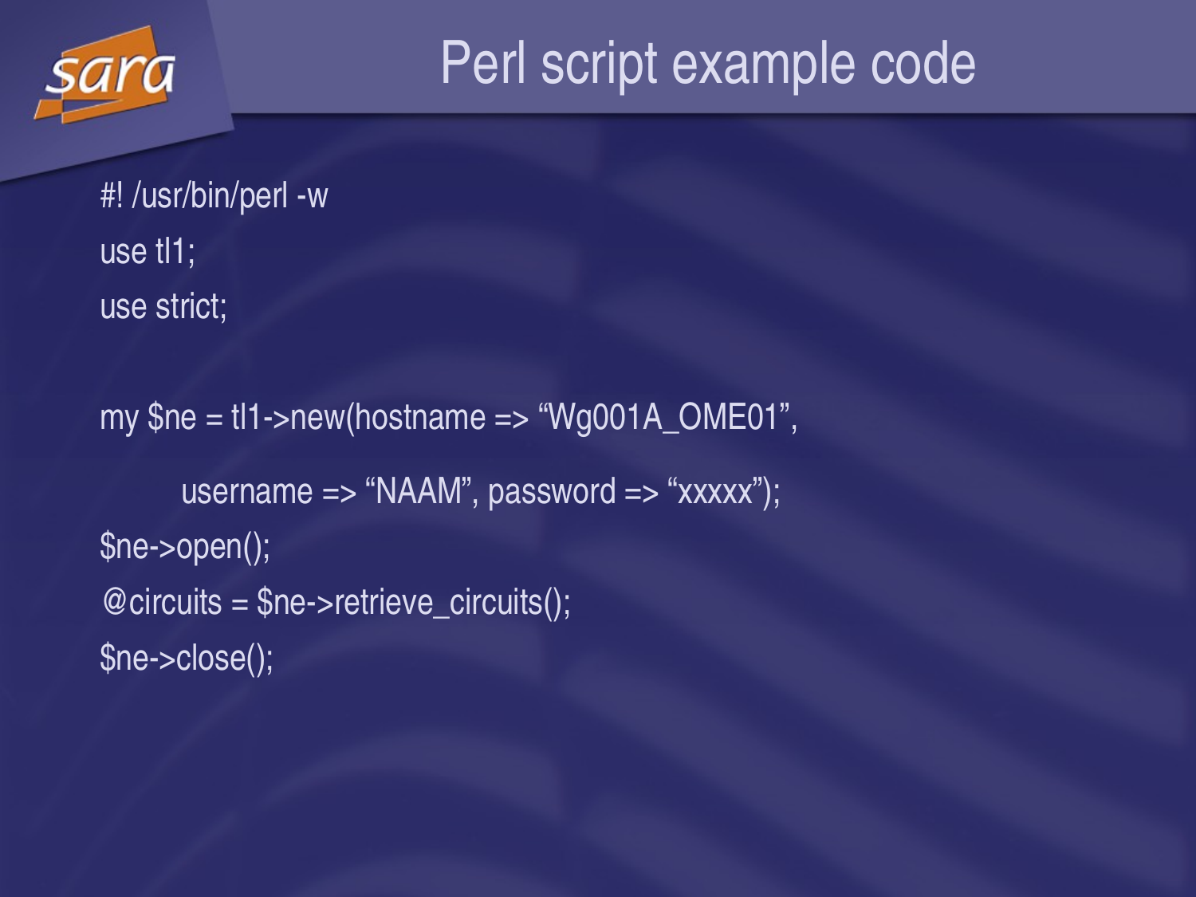# Perl script example code

```
#! /usr/bin/perl -w
use tl1;
use strict;

my $ne = tl1->new(hostname => “Wg001A_OME01”,
        username => “NAAM”, password => “xxxxx”);
$ne->open();
@circuits = $ne->retrieve_circuits();
$ne->close();
```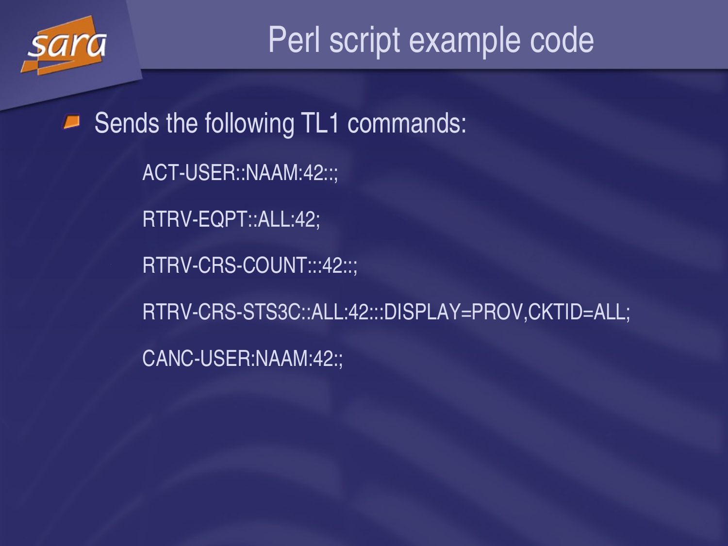# Perl script example code

- Sends the following TL1 commands:

```
ACT-USER::NAAM:42::;

RTRV-EQPT::ALL:42;

RTRV-CRS-COUNT:::42::;

RTRV-CRS-STS3C::ALL:42:::DISPLAY=PROV,CKTID=ALL;

CANC-USER:NAAM:42:;
```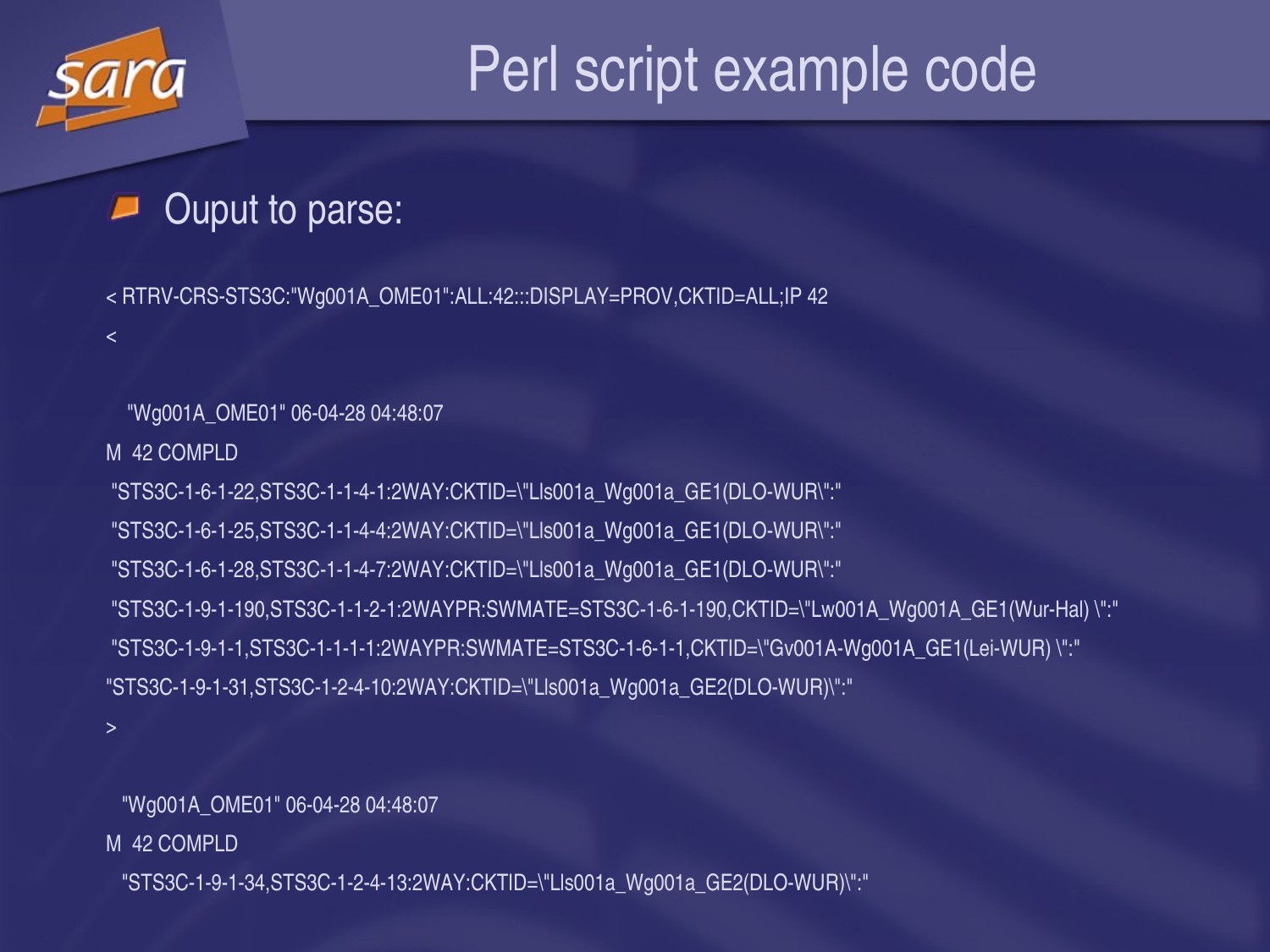# Perl script example code

- Ouput to parse:

```
< RTRV-CRS-STS3C:"Wg001A_OME01":ALL:42:::DISPLAY=PROV,CKTID=ALL;IP 42
<

   "Wg001A_OME01" 06-04-28 04:48:07
M  42 COMPLD
 "STS3C-1-6-1-22,STS3C-1-1-4-1:2WAY:CKTID=\"Lls001a_Wg001a_GE1(DLO-WUR\":"
 "STS3C-1-6-1-25,STS3C-1-1-4-4:2WAY:CKTID=\"Lls001a_Wg001a_GE1(DLO-WUR\":"
 "STS3C-1-6-1-28,STS3C-1-1-4-7:2WAY:CKTID=\"Lls001a_Wg001a_GE1(DLO-WUR\":"
 "STS3C-1-9-1-190,STS3C-1-1-2-1:2WAYPR:SWMATE=STS3C-1-6-1-190,CKTID=\"Lw001A_Wg001A_GE1(Wur-Hal) \":"
 "STS3C-1-9-1-1,STS3C-1-1-1-1:2WAYPR:SWMATE=STS3C-1-6-1-1,CKTID=\"Gv001A-Wg001A_GE1(Lei-WUR) \":"
"STS3C-1-9-1-31,STS3C-1-2-4-10:2WAY:CKTID=\"Lls001a_Wg001a_GE2(DLO-WUR)\":"
>

   "Wg001A_OME01" 06-04-28 04:48:07
M  42 COMPLD
   "STS3C-1-9-1-34,STS3C-1-2-4-13:2WAY:CKTID=\"Lls001a_Wg001a_GE2(DLO-WUR)\":"
```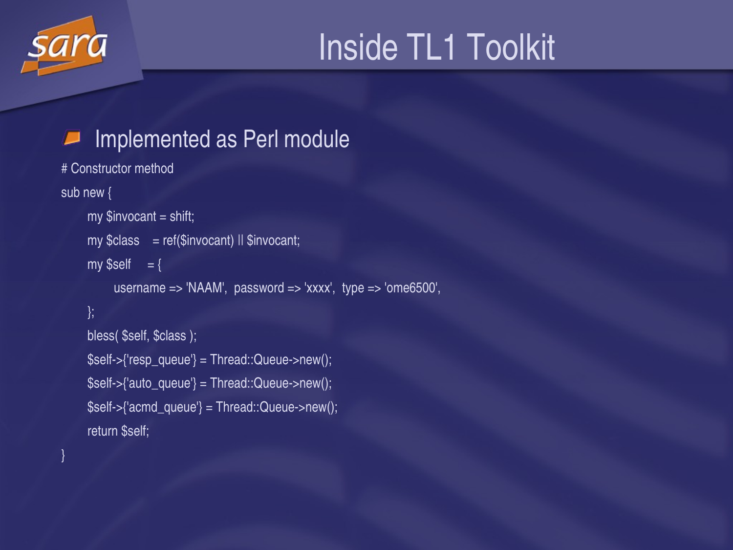# Inside TL1 Toolkit

- Implemented as Perl module

```
# Constructor method
sub new {
    my $invocant = shift;
    my $class    = ref($invocant) || $invocant;
    my $self     = {
        username => 'NAAM',  password => 'xxxx',  type => 'ome6500',
    };
    bless( $self, $class );
    $self->{'resp_queue'} = Thread::Queue->new();
    $self->{'auto_queue'} = Thread::Queue->new();
    $self->{'acmd_queue'} = Thread::Queue->new();
    return $self;
}
```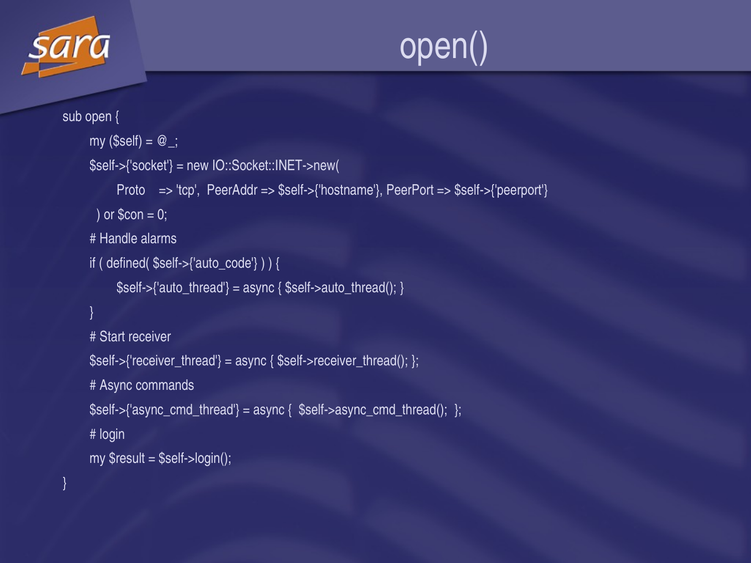# open()

```perl
sub open {
    my ($self) = @_;
    $self->{'socket'} = new IO::Socket::INET->new(
        Proto    => 'tcp',  PeerAddr => $self->{'hostname'}, PeerPort => $self->{'peerport'}
     ) or $con = 0;
    # Handle alarms
    if ( defined( $self->{'auto_code'} ) ) {
        $self->{'auto_thread'} = async { $self->auto_thread(); }
    }
    # Start receiver
    $self->{'receiver_thread'} = async { $self->receiver_thread(); };
    # Async commands
    $self->{'async_cmd_thread'} = async {  $self->async_cmd_thread();  };
    # login
    my $result = $self->login();
}
```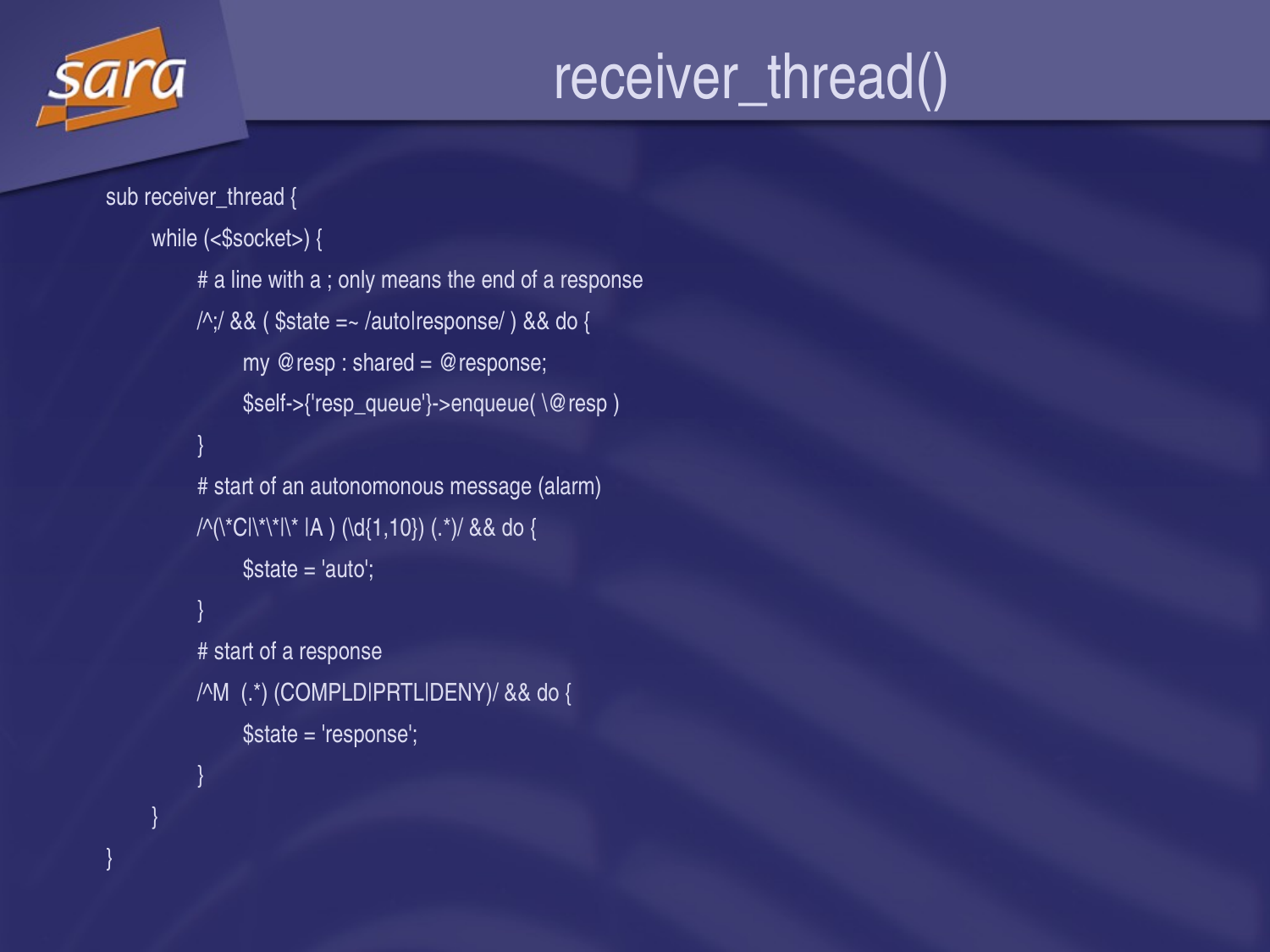# receiver_thread()

```
sub receiver_thread {
    while (<$socket>) {
        # a line with a ; only means the end of a response
        /^;/ && ( $state =~ /auto|response/ ) && do {
            my @resp : shared = @response;
            $self->{'resp_queue'}->enqueue( \@resp )
        }
        # start of an autonomonous message (alarm)
        /^(\*C|\*\*|\* |A ) (\d{1,10}) (.*)/ && do {
            $state = 'auto';
        }
        # start of a response
        /^M  (.*) (COMPLD|PRTL|DENY)/ && do {
            $state = 'response';
        }
    }
}
```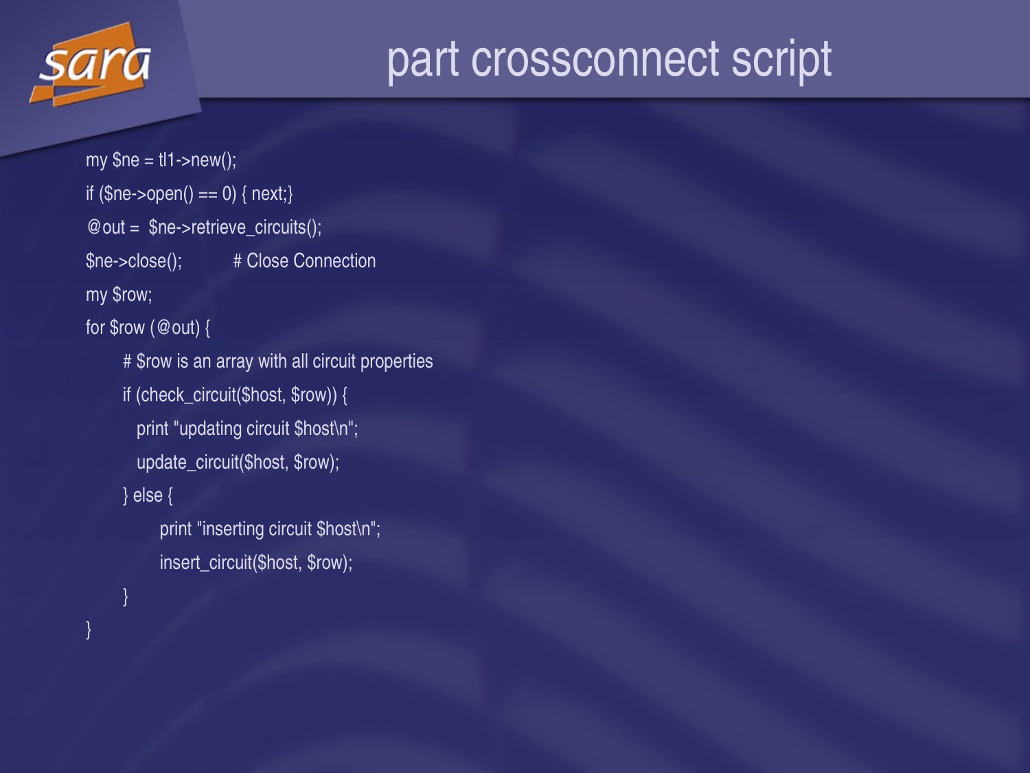# part crossconnect script

```
my $ne = tl1->new();
if ($ne->open() == 0) { next;}
@out =  $ne->retrieve_circuits();
$ne->close();          # Close Connection
my $row;
for $row (@out) {
       # $row is an array with all circuit properties
       if (check_circuit($host, $row)) {
         print "updating circuit $host\n";
         update_circuit($host, $row);
       } else {
              print "inserting circuit $host\n";
              insert_circuit($host, $row);
       }
}
```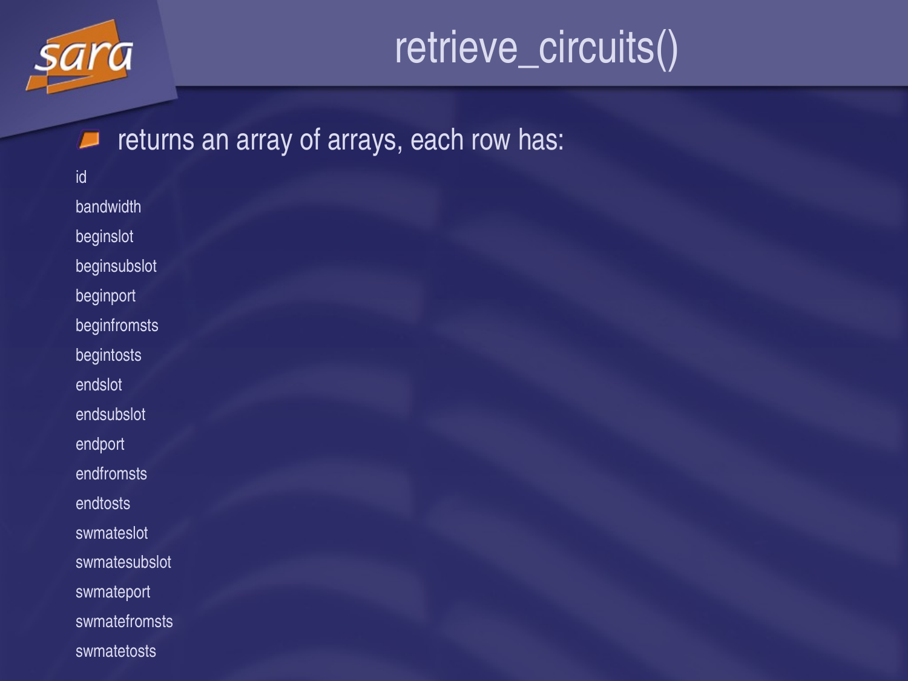# retrieve_circuits()

- returns an array of arrays, each row has:

id

bandwidth

beginslot

beginsubslot

beginport

beginfromsts

begintosts

endslot

endsubslot

endport

endfromsts

endtosts

swmateslot

swmatesubslot

swmateport

swmatefromsts

swmatetosts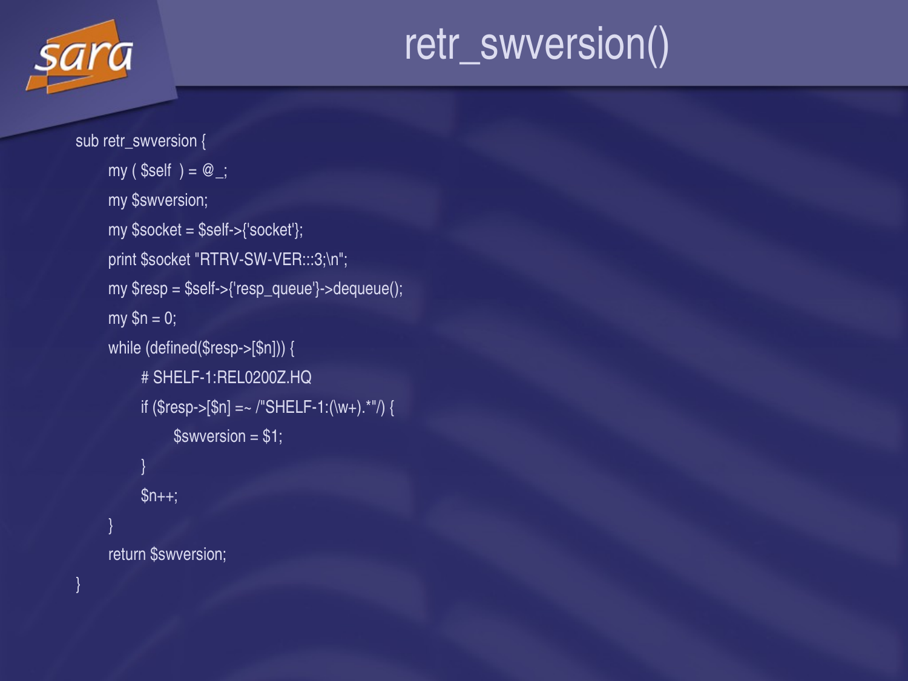# retr_swversion()

```
sub retr_swversion {
    my ( $self ) = @_;
    my $swversion;
    my $socket = $self->{'socket'};
    print $socket "RTRV-SW-VER:::3;\n";
    my $resp = $self->{'resp_queue'}->dequeue();
    my $n = 0;
    while (defined($resp->[$n])) {
        # SHELF-1:REL0200Z.HQ
        if ($resp->[$n] =~ /"SHELF-1:(\w+).*"/) {
            $swversion = $1;
        }
        $n++;
    }
    return $swversion;
}
```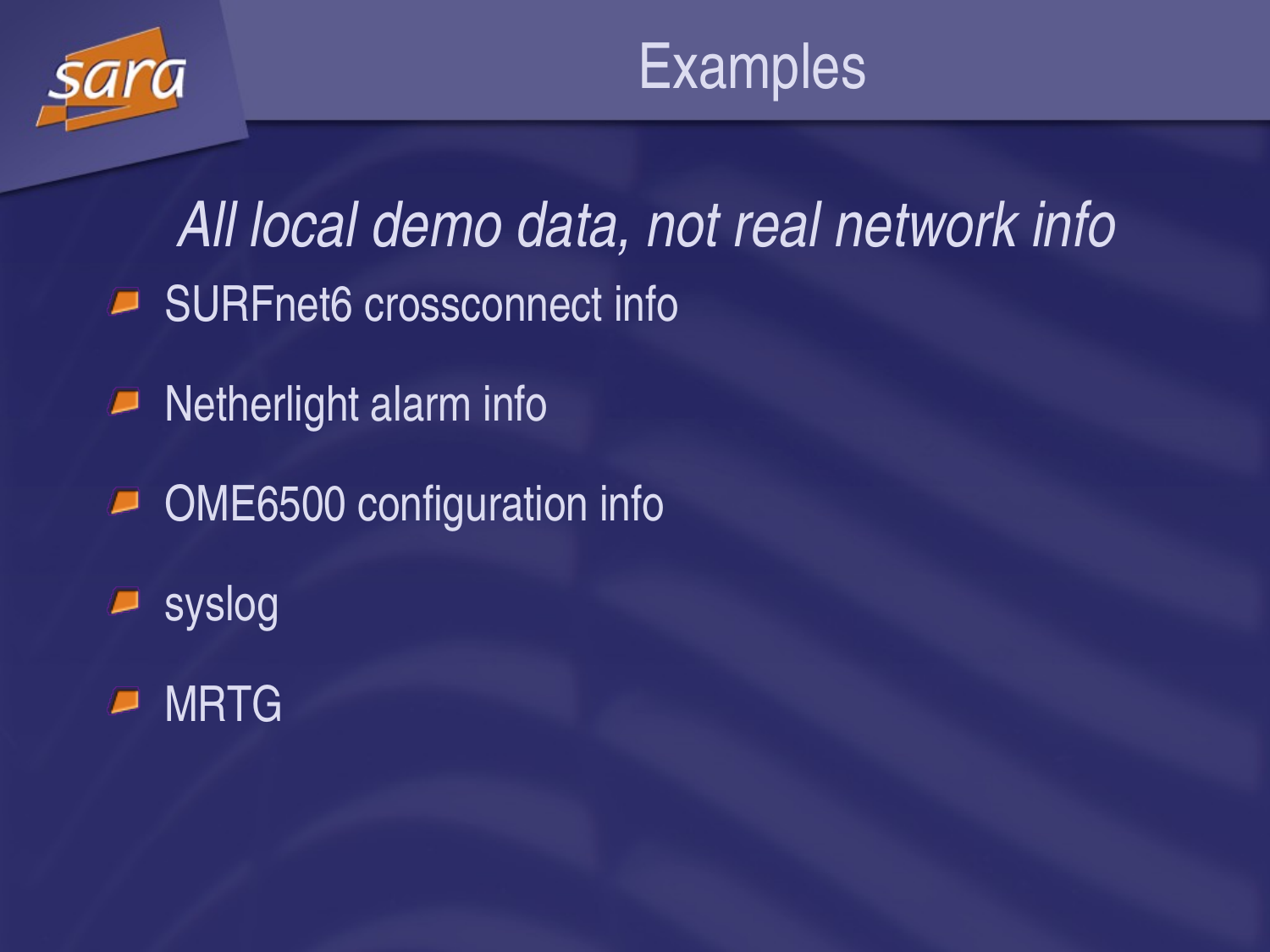# Examples

*All local demo data, not real network info*

- SURFnet6 crossconnect info
- Netherlight alarm info
- OME6500 configuration info
- syslog
- MRTG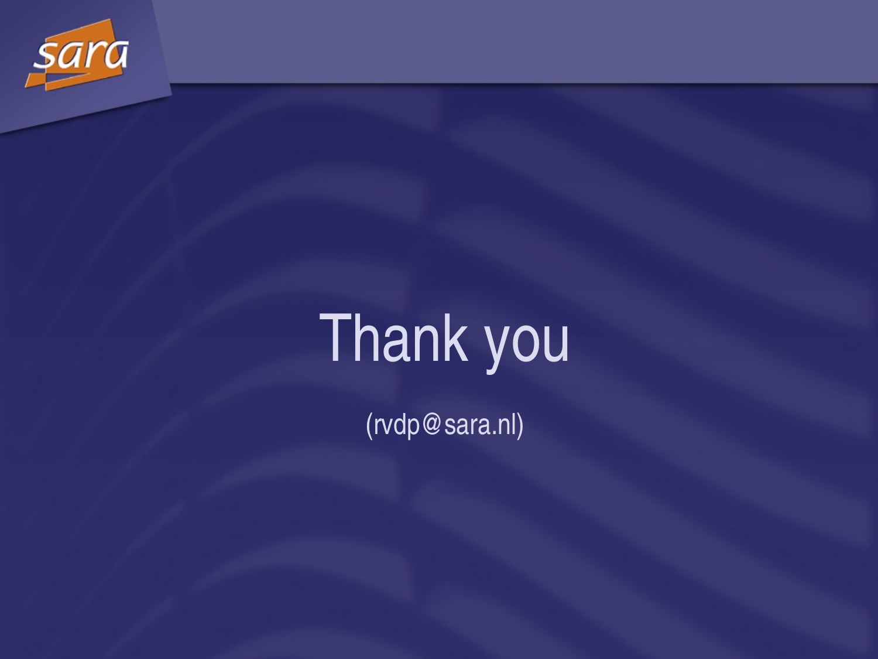# Thank you

(rvdp@sara.nl)